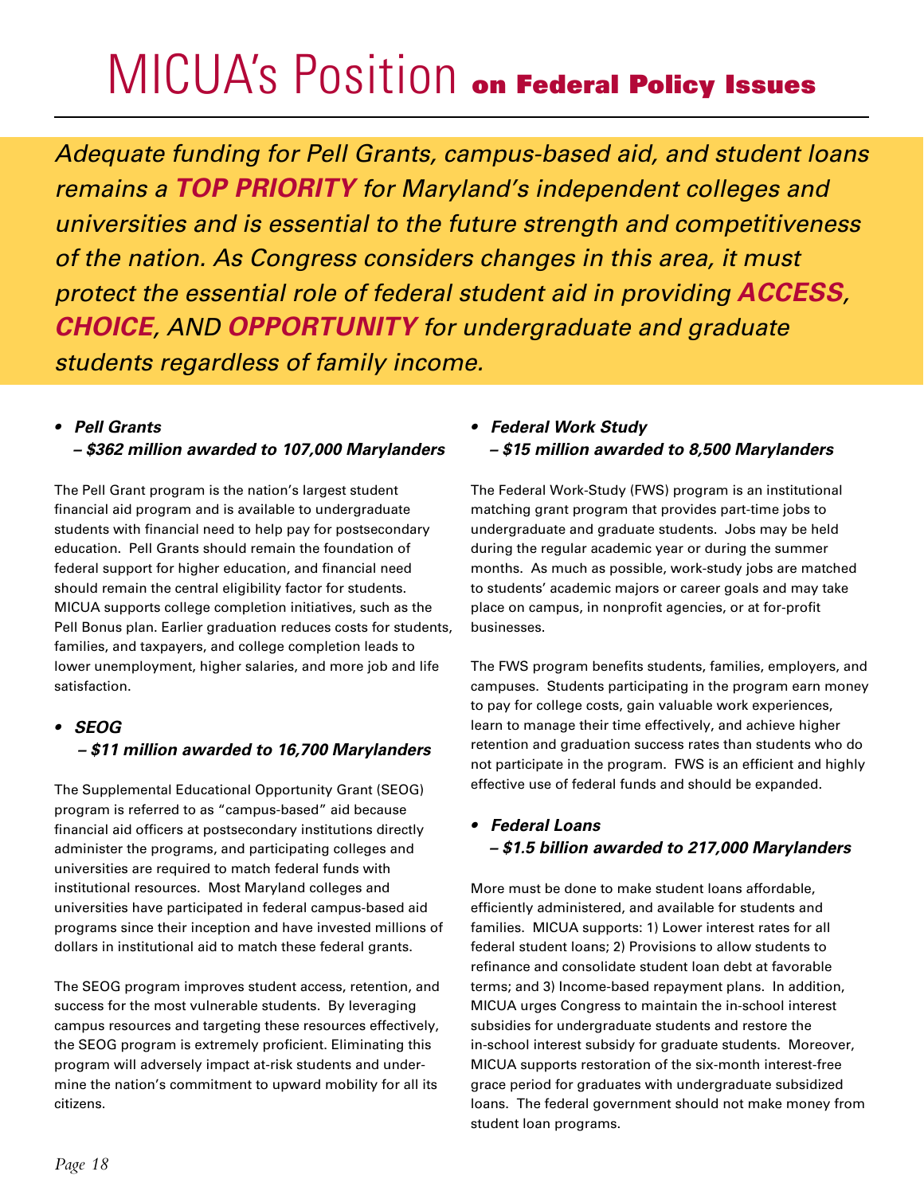# MICUA's Position on Federal Policy Issues

*Adequate funding for Pell Grants, campus-based aid, and student loans remains a **TOP PRIORITY** for Maryland's independent colleges and universities and is essential to the future strength and competitiveness of the nation. As Congress considers changes in this area, it must protect the essential role of federal student aid in providing **ACCESS**, **CHOICE**, AND **OPPORTUNITY** for undergraduate and graduate students regardless of family income.*

- ***Pell Grants***
  ***– $362 million awarded to 107,000 Marylanders***

The Pell Grant program is the nation's largest student financial aid program and is available to undergraduate students with financial need to help pay for postsecondary education. Pell Grants should remain the foundation of federal support for higher education, and financial need should remain the central eligibility factor for students. MICUA supports college completion initiatives, such as the Pell Bonus plan. Earlier graduation reduces costs for students, families, and taxpayers, and college completion leads to lower unemployment, higher salaries, and more job and life satisfaction.

- ***SEOG***
  ***– $11 million awarded to 16,700 Marylanders***

The Supplemental Educational Opportunity Grant (SEOG) program is referred to as "campus-based" aid because financial aid officers at postsecondary institutions directly administer the programs, and participating colleges and universities are required to match federal funds with institutional resources. Most Maryland colleges and universities have participated in federal campus-based aid programs since their inception and have invested millions of dollars in institutional aid to match these federal grants.

The SEOG program improves student access, retention, and success for the most vulnerable students. By leveraging campus resources and targeting these resources effectively, the SEOG program is extremely proficient. Eliminating this program will adversely impact at-risk students and undermine the nation's commitment to upward mobility for all its citizens.

- ***Federal Work Study***
  ***– $15 million awarded to 8,500 Marylanders***

The Federal Work-Study (FWS) program is an institutional matching grant program that provides part-time jobs to undergraduate and graduate students. Jobs may be held during the regular academic year or during the summer months. As much as possible, work-study jobs are matched to students' academic majors or career goals and may take place on campus, in nonprofit agencies, or at for-profit businesses.

The FWS program benefits students, families, employers, and campuses. Students participating in the program earn money to pay for college costs, gain valuable work experiences, learn to manage their time effectively, and achieve higher retention and graduation success rates than students who do not participate in the program. FWS is an efficient and highly effective use of federal funds and should be expanded.

- ***Federal Loans***
  ***– $1.5 billion awarded to 217,000 Marylanders***

More must be done to make student loans affordable, efficiently administered, and available for students and families. MICUA supports: 1) Lower interest rates for all federal student loans; 2) Provisions to allow students to refinance and consolidate student loan debt at favorable terms; and 3) Income-based repayment plans. In addition, MICUA urges Congress to maintain the in-school interest subsidies for undergraduate students and restore the in-school interest subsidy for graduate students. Moreover, MICUA supports restoration of the six-month interest-free grace period for graduates with undergraduate subsidized loans. The federal government should not make money from student loan programs.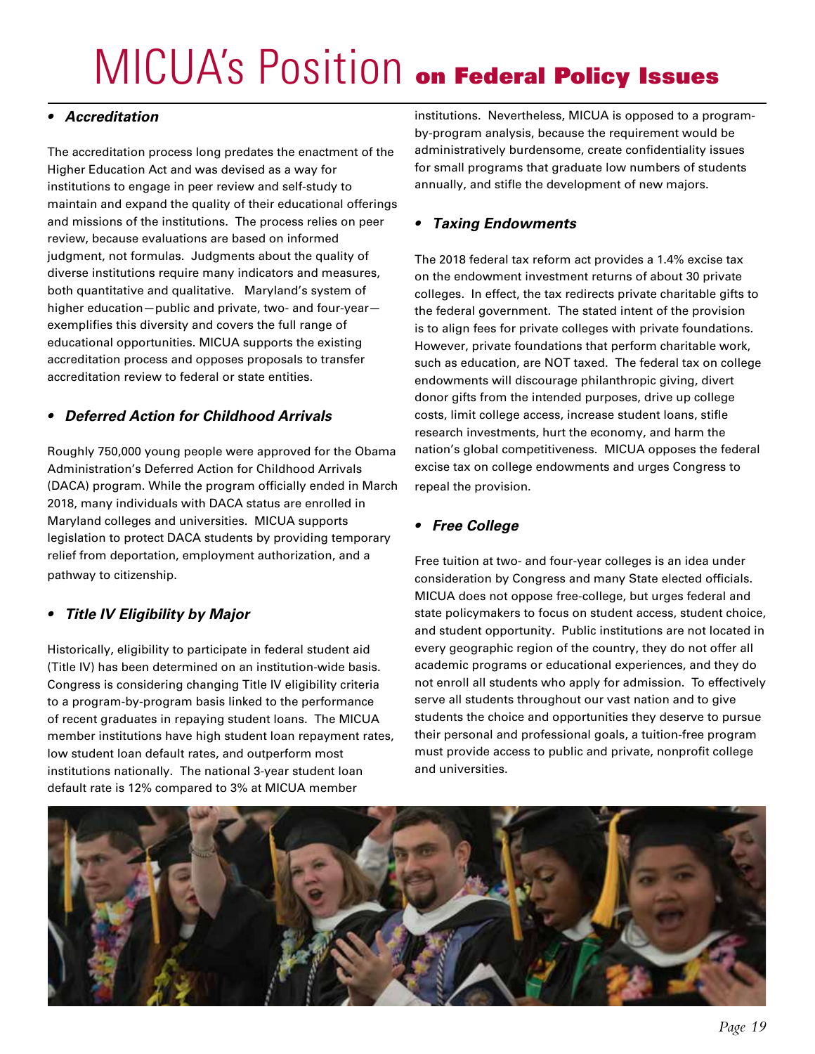# MICUA's Position on Federal Policy Issues

- ***Accreditation***

The accreditation process long predates the enactment of the Higher Education Act and was devised as a way for institutions to engage in peer review and self-study to maintain and expand the quality of their educational offerings and missions of the institutions. The process relies on peer review, because evaluations are based on informed judgment, not formulas. Judgments about the quality of diverse institutions require many indicators and measures, both quantitative and qualitative. Maryland's system of higher education—public and private, two- and four-year—exemplifies this diversity and covers the full range of educational opportunities. MICUA supports the existing accreditation process and opposes proposals to transfer accreditation review to federal or state entities.

- ***Deferred Action for Childhood Arrivals***

Roughly 750,000 young people were approved for the Obama Administration's Deferred Action for Childhood Arrivals (DACA) program. While the program officially ended in March 2018, many individuals with DACA status are enrolled in Maryland colleges and universities. MICUA supports legislation to protect DACA students by providing temporary relief from deportation, employment authorization, and a pathway to citizenship.

- ***Title IV Eligibility by Major***

Historically, eligibility to participate in federal student aid (Title IV) has been determined on an institution-wide basis. Congress is considering changing Title IV eligibility criteria to a program-by-program basis linked to the performance of recent graduates in repaying student loans. The MICUA member institutions have high student loan repayment rates, low student loan default rates, and outperform most institutions nationally. The national 3-year student loan default rate is 12% compared to 3% at MICUA member institutions. Nevertheless, MICUA is opposed to a program-by-program analysis, because the requirement would be administratively burdensome, create confidentiality issues for small programs that graduate low numbers of students annually, and stifle the development of new majors.

- ***Taxing Endowments***

The 2018 federal tax reform act provides a 1.4% excise tax on the endowment investment returns of about 30 private colleges. In effect, the tax redirects private charitable gifts to the federal government. The stated intent of the provision is to align fees for private colleges with private foundations. However, private foundations that perform charitable work, such as education, are NOT taxed. The federal tax on college endowments will discourage philanthropic giving, divert donor gifts from the intended purposes, drive up college costs, limit college access, increase student loans, stifle research investments, hurt the economy, and harm the nation's global competitiveness. MICUA opposes the federal excise tax on college endowments and urges Congress to repeal the provision.

- ***Free College***

Free tuition at two- and four-year colleges is an idea under consideration by Congress and many State elected officials. MICUA does not oppose free-college, but urges federal and state policymakers to focus on student access, student choice, and student opportunity. Public institutions are not located in every geographic region of the country, they do not offer all academic programs or educational experiences, and they do not enroll all students who apply for admission. To effectively serve all students throughout our vast nation and to give students the choice and opportunities they deserve to pursue their personal and professional goals, a tuition-free program must provide access to public and private, nonprofit college and universities.